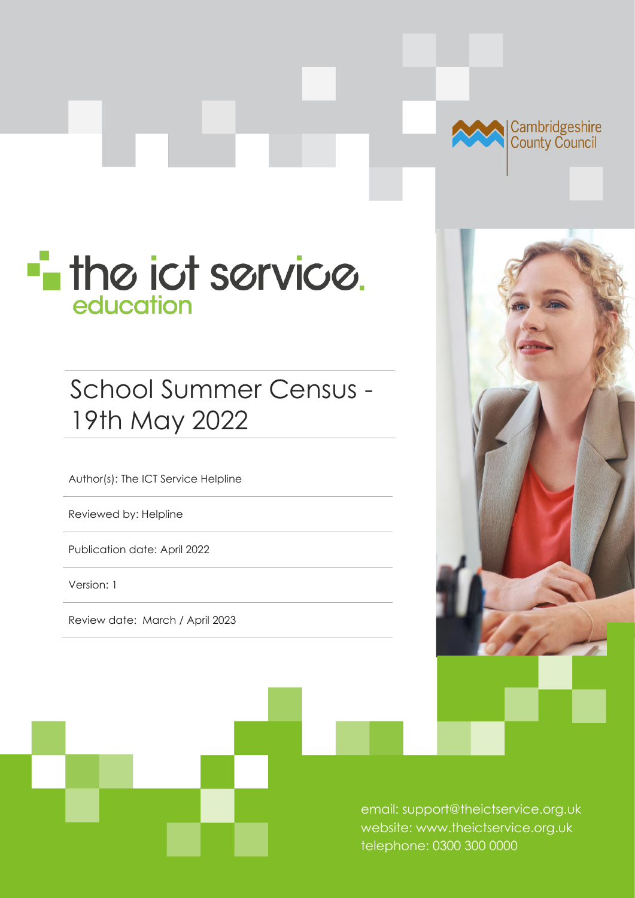Cambridgeshire County Council

the ict service.
education

# School Summer Census - 19th May 2022

Author(s): The ICT Service Helpline

Reviewed by: Helpline

Publication date: April 2022

Version: 1

Review date: March / April 2023

email: support@theictservice.org.uk
website: www.theictservice.org.uk
telephone: 0300 300 0000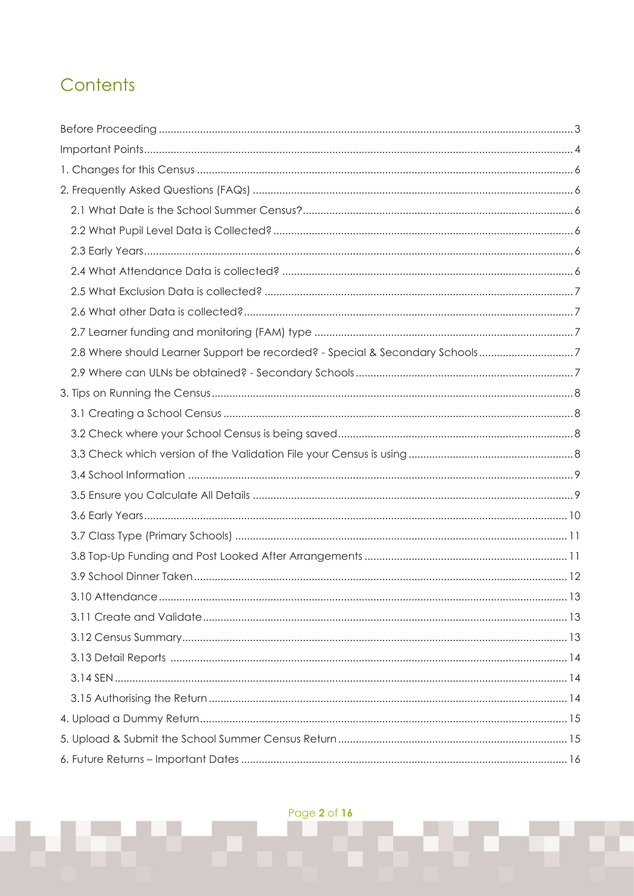# Contents

- Before Proceeding ... 3
- Important Points ... 4
- 1. Changes for this Census ... 6
- 2. Frequently Asked Questions (FAQs) ... 6
  - 2.1 What Date is the School Summer Census? ... 6
  - 2.2 What Pupil Level Data is Collected? ... 6
  - 2.3 Early Years ... 6
  - 2.4 What Attendance Data is collected? ... 6
  - 2.5 What Exclusion Data is collected? ... 7
  - 2.6 What other Data is collected? ... 7
  - 2.7 Learner funding and monitoring (FAM) type ... 7
  - 2.8 Where should Learner Support be recorded? - Special & Secondary Schools ... 7
  - 2.9 Where can ULNs be obtained? - Secondary Schools ... 7
- 3. Tips on Running the Census ... 8
  - 3.1 Creating a School Census ... 8
  - 3.2 Check where your School Census is being saved ... 8
  - 3.3 Check which version of the Validation File your Census is using ... 8
  - 3.4 School Information ... 9
  - 3.5 Ensure you Calculate All Details ... 9
  - 3.6 Early Years ... 10
  - 3.7 Class Type (Primary Schools) ... 11
  - 3.8 Top-Up Funding and Post Looked After Arrangements ... 11
  - 3.9 School Dinner Taken ... 12
  - 3.10 Attendance ... 13
  - 3.11 Create and Validate ... 13
  - 3.12 Census Summary ... 13
  - 3.13 Detail Reports ... 14
  - 3.14 SEN ... 14
  - 3.15 Authorising the Return ... 14
- 4. Upload a Dummy Return ... 15
- 5. Upload & Submit the School Summer Census Return ... 15
- 6. Future Returns – Important Dates ... 16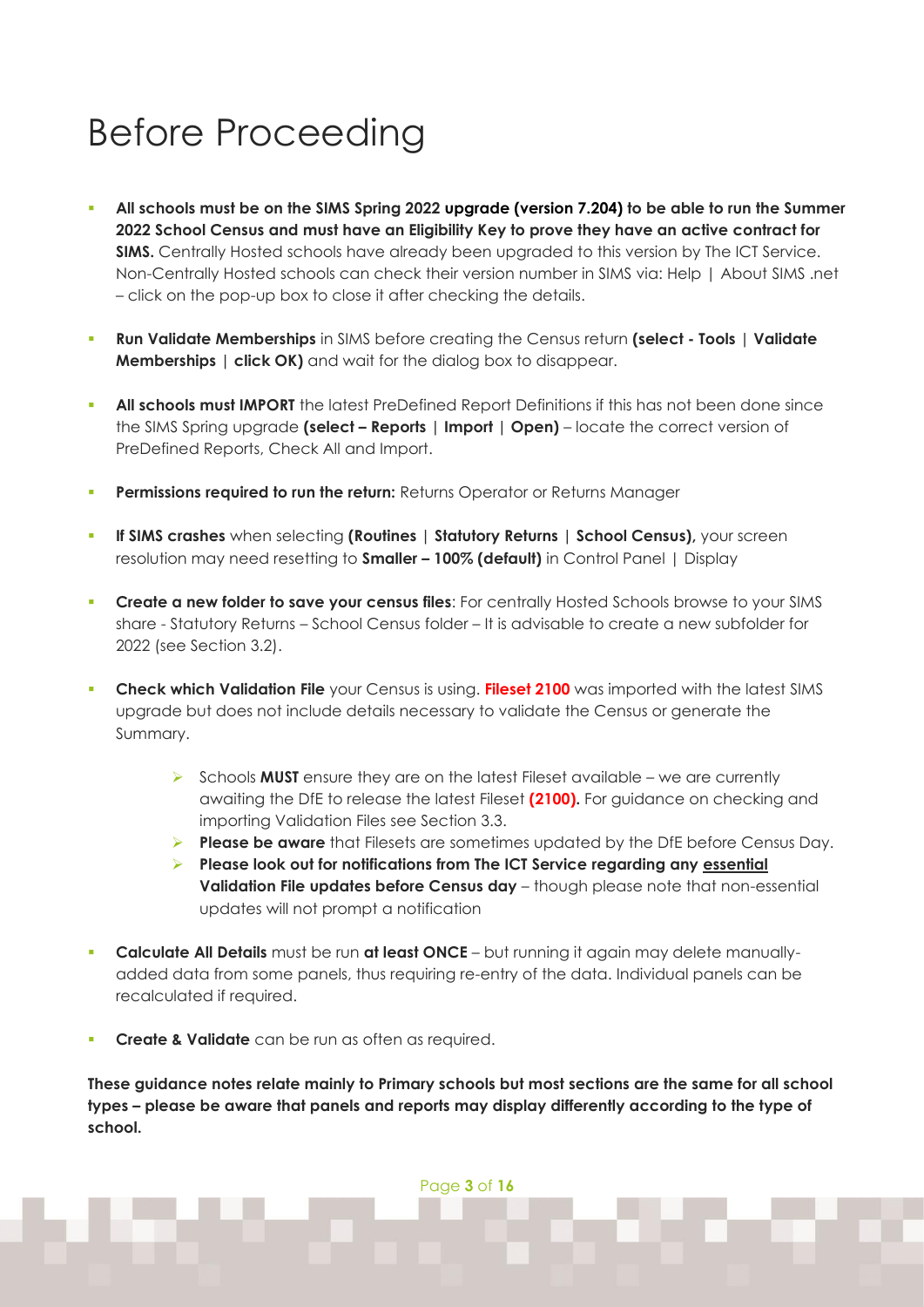# Before Proceeding

- **All schools must be on the SIMS Spring 2022 upgrade (version 7.204) to be able to run the Summer 2022 School Census and must have an Eligibility Key to prove they have an active contract for SIMS.** Centrally Hosted schools have already been upgraded to this version by The ICT Service. Non-Centrally Hosted schools can check their version number in SIMS via: Help | About SIMS .net – click on the pop-up box to close it after checking the details.

- **Run Validate Memberships** in SIMS before creating the Census return **(select - Tools | Validate Memberships | click OK)** and wait for the dialog box to disappear.

- **All schools must IMPORT** the latest PreDefined Report Definitions if this has not been done since the SIMS Spring upgrade **(select – Reports | Import | Open)** – locate the correct version of PreDefined Reports, Check All and Import.

- **Permissions required to run the return:** Returns Operator or Returns Manager

- **If SIMS crashes** when selecting **(Routines | Statutory Returns | School Census),** your screen resolution may need resetting to **Smaller – 100% (default)** in Control Panel | Display

- **Create a new folder to save your census files**: For centrally Hosted Schools browse to your SIMS share - Statutory Returns – School Census folder – It is advisable to create a new subfolder for 2022 (see Section 3.2).

- **Check which Validation File** your Census is using. **Fileset 2100** was imported with the latest SIMS upgrade but does not include details necessary to validate the Census or generate the Summary.
  - Schools **MUST** ensure they are on the latest Fileset available – we are currently awaiting the DfE to release the latest Fileset **(2100).** For guidance on checking and importing Validation Files see Section 3.3.
  - **Please be aware** that Filesets are sometimes updated by the DfE before Census Day.
  - **Please look out for notifications from The ICT Service regarding any essential Validation File updates before Census day** – though please note that non-essential updates will not prompt a notification

- **Calculate All Details** must be run **at least ONCE** – but running it again may delete manually-added data from some panels, thus requiring re-entry of the data. Individual panels can be recalculated if required.

- **Create & Validate** can be run as often as required.

**These guidance notes relate mainly to Primary schools but most sections are the same for all school types – please be aware that panels and reports may display differently according to the type of school.**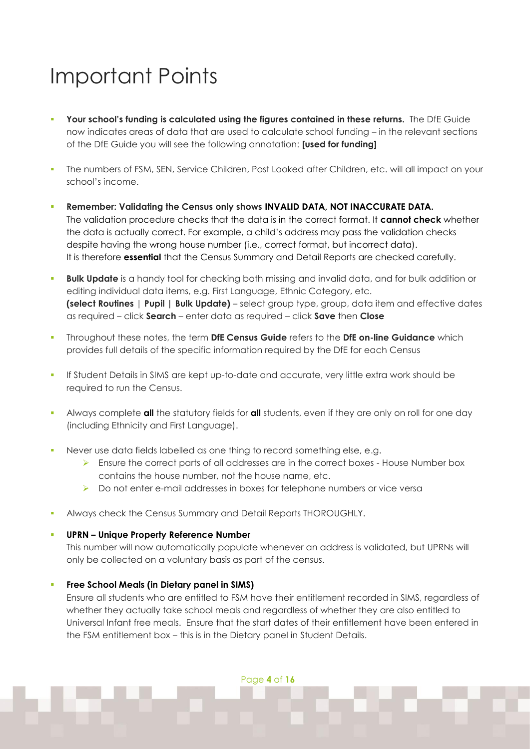# Important Points

- **Your school's funding is calculated using the figures contained in these returns.** The DfE Guide now indicates areas of data that are used to calculate school funding – in the relevant sections of the DfE Guide you will see the following annotation: **[used for funding]**

- The numbers of FSM, SEN, Service Children, Post Looked after Children, etc. will all impact on your school's income.

- **Remember: Validating the Census only shows INVALID DATA, NOT INACCURATE DATA.**
  The validation procedure checks that the data is in the correct format. It **cannot check** whether the data is actually correct. For example, a child's address may pass the validation checks despite having the wrong house number (i.e., correct format, but incorrect data).
  It is therefore **essential** that the Census Summary and Detail Reports are checked carefully.

- **Bulk Update** is a handy tool for checking both missing and invalid data, and for bulk addition or editing individual data items, e.g. First Language, Ethnic Category, etc.
  **(select Routines | Pupil | Bulk Update)** – select group type, group, data item and effective dates as required – click **Search** – enter data as required – click **Save** then **Close**

- Throughout these notes, the term **DfE Census Guide** refers to the **DfE on-line Guidance** which provides full details of the specific information required by the DfE for each Census

- If Student Details in SIMS are kept up-to-date and accurate, very little extra work should be required to run the Census.

- Always complete **all** the statutory fields for **all** students, even if they are only on roll for one day (including Ethnicity and First Language).

- Never use data fields labelled as one thing to record something else, e.g.
  - Ensure the correct parts of all addresses are in the correct boxes - House Number box contains the house number, not the house name, etc.
  - Do not enter e-mail addresses in boxes for telephone numbers or vice versa

- Always check the Census Summary and Detail Reports THOROUGHLY.

- **UPRN – Unique Property Reference Number**
  This number will now automatically populate whenever an address is validated, but UPRNs will only be collected on a voluntary basis as part of the census.

- **Free School Meals (in Dietary panel in SIMS)**
  Ensure all students who are entitled to FSM have their entitlement recorded in SIMS, regardless of whether they actually take school meals and regardless of whether they are also entitled to Universal Infant free meals. Ensure that the start dates of their entitlement have been entered in the FSM entitlement box – this is in the Dietary panel in Student Details.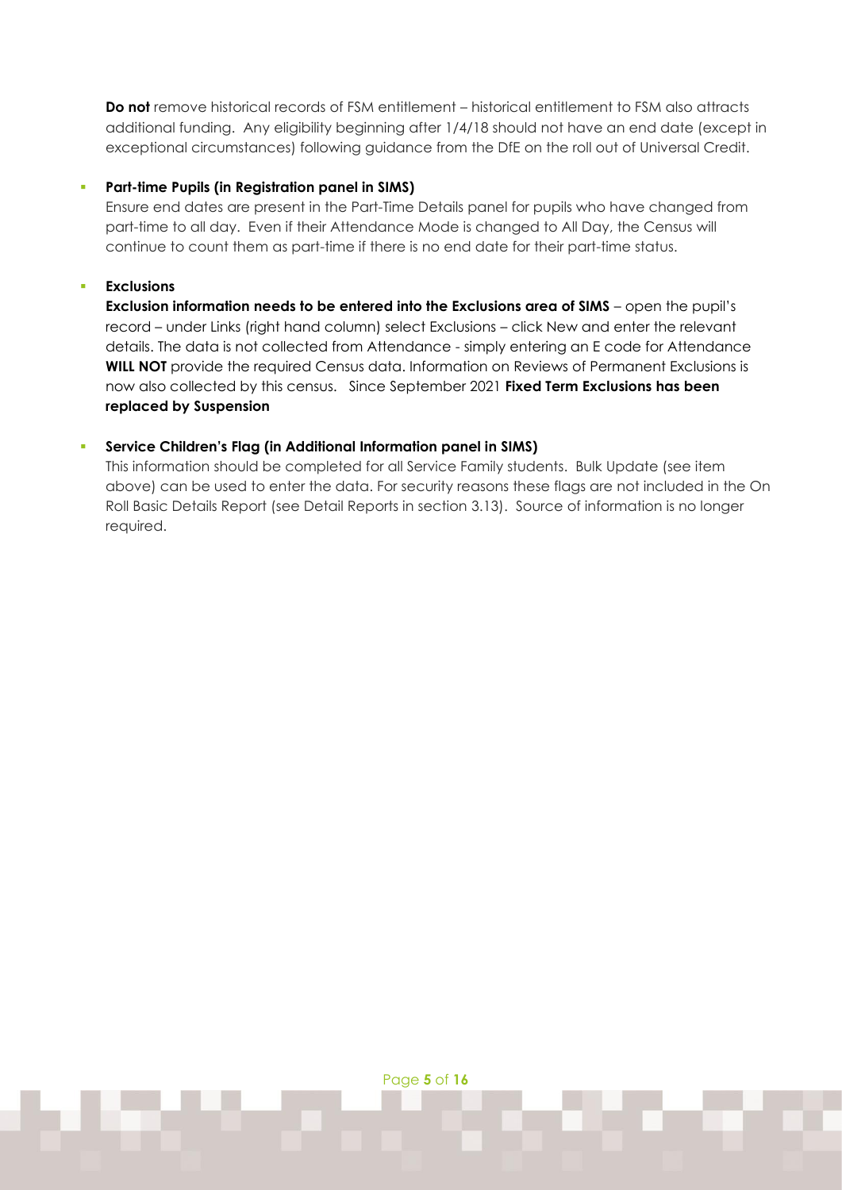**Do not** remove historical records of FSM entitlement – historical entitlement to FSM also attracts additional funding. Any eligibility beginning after 1/4/18 should not have an end date (except in exceptional circumstances) following guidance from the DfE on the roll out of Universal Credit.

- **Part-time Pupils (in Registration panel in SIMS)**
  Ensure end dates are present in the Part-Time Details panel for pupils who have changed from part-time to all day. Even if their Attendance Mode is changed to All Day, the Census will continue to count them as part-time if there is no end date for their part-time status.

- **Exclusions**
  **Exclusion information needs to be entered into the Exclusions area of SIMS** – open the pupil's record – under Links (right hand column) select Exclusions – click New and enter the relevant details. The data is not collected from Attendance - simply entering an E code for Attendance **WILL NOT** provide the required Census data. Information on Reviews of Permanent Exclusions is now also collected by this census. Since September 2021 **Fixed Term Exclusions has been replaced by Suspension**

- **Service Children's Flag (in Additional Information panel in SIMS)**
  This information should be completed for all Service Family students. Bulk Update (see item above) can be used to enter the data. For security reasons these flags are not included in the On Roll Basic Details Report (see Detail Reports in section 3.13). Source of information is no longer required.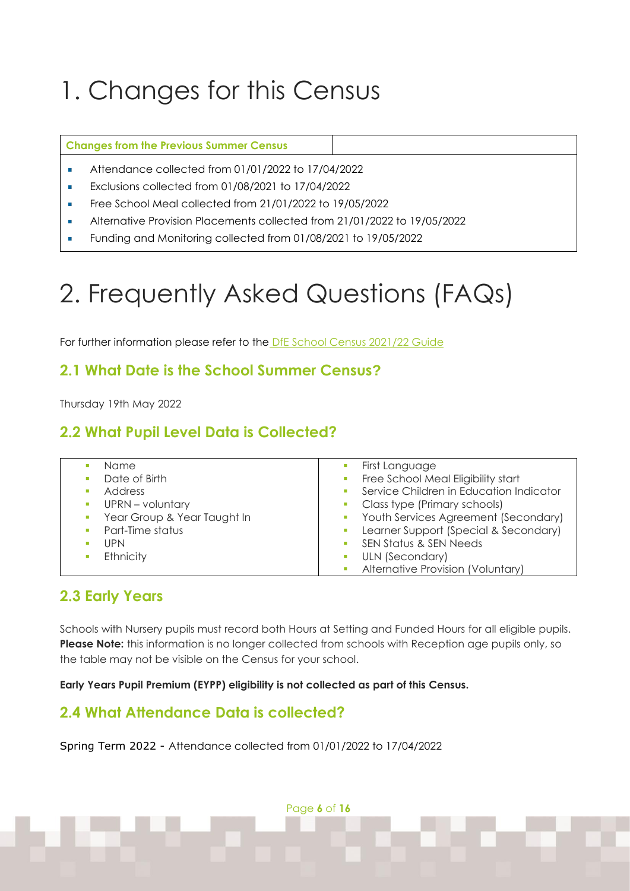# 1. Changes for this Census

**Changes from the Previous Summer Census**

- Attendance collected from 01/01/2022 to 17/04/2022
- Exclusions collected from 01/08/2021 to 17/04/2022
- Free School Meal collected from 21/01/2022 to 19/05/2022
- Alternative Provision Placements collected from 21/01/2022 to 19/05/2022
- Funding and Monitoring collected from 01/08/2021 to 19/05/2022

# 2. Frequently Asked Questions (FAQs)

For further information please refer to the DfE School Census 2021/22 Guide

## 2.1 What Date is the School Summer Census?

Thursday 19th May 2022

## 2.2 What Pupil Level Data is Collected?

- Name
- Date of Birth
- Address
- UPRN – voluntary
- Year Group & Year Taught In
- Part-Time status
- UPN
- Ethnicity
- First Language
- Free School Meal Eligibility start
- Service Children in Education Indicator
- Class type (Primary schools)
- Youth Services Agreement (Secondary)
- Learner Support (Special & Secondary)
- SEN Status & SEN Needs
- ULN (Secondary)
- Alternative Provision (Voluntary)

## 2.3 Early Years

Schools with Nursery pupils must record both Hours at Setting and Funded Hours for all eligible pupils. **Please Note:** this information is no longer collected from schools with Reception age pupils only, so the table may not be visible on the Census for your school.

**Early Years Pupil Premium (EYPP) eligibility is not collected as part of this Census.**

## 2.4 What Attendance Data is collected?

Spring Term 2022 - Attendance collected from 01/01/2022 to 17/04/2022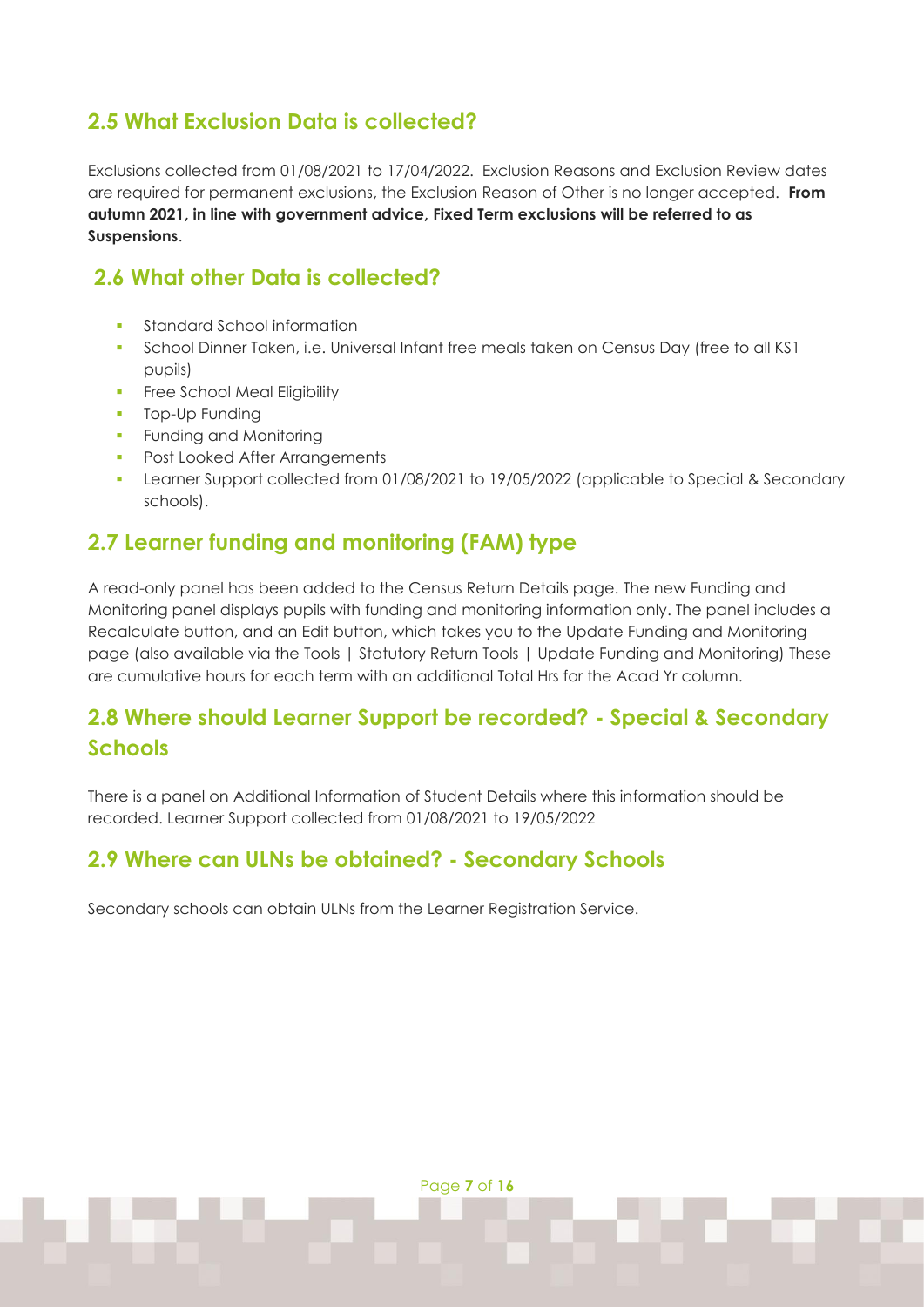## 2.5 What Exclusion Data is collected?

Exclusions collected from 01/08/2021 to 17/04/2022. Exclusion Reasons and Exclusion Review dates are required for permanent exclusions, the Exclusion Reason of Other is no longer accepted. **From autumn 2021, in line with government advice, Fixed Term exclusions will be referred to as Suspensions**.

## 2.6 What other Data is collected?

- Standard School information
- School Dinner Taken, i.e. Universal Infant free meals taken on Census Day (free to all KS1 pupils)
- Free School Meal Eligibility
- Top-Up Funding
- Funding and Monitoring
- Post Looked After Arrangements
- Learner Support collected from 01/08/2021 to 19/05/2022 (applicable to Special & Secondary schools).

## 2.7 Learner funding and monitoring (FAM) type

A read-only panel has been added to the Census Return Details page. The new Funding and Monitoring panel displays pupils with funding and monitoring information only. The panel includes a Recalculate button, and an Edit button, which takes you to the Update Funding and Monitoring page (also available via the Tools | Statutory Return Tools | Update Funding and Monitoring) These are cumulative hours for each term with an additional Total Hrs for the Acad Yr column.

## 2.8 Where should Learner Support be recorded? - Special & Secondary Schools

There is a panel on Additional Information of Student Details where this information should be recorded. Learner Support collected from 01/08/2021 to 19/05/2022

## 2.9 Where can ULNs be obtained? - Secondary Schools

Secondary schools can obtain ULNs from the Learner Registration Service.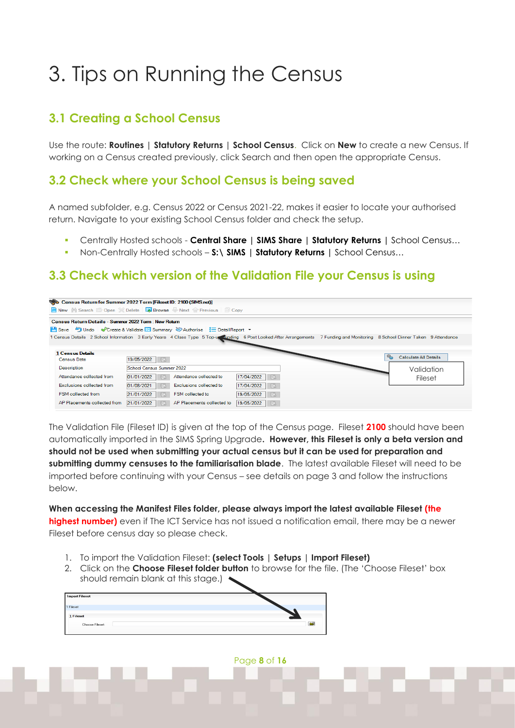# 3. Tips on Running the Census

## 3.1 Creating a School Census

Use the route: **Routines** | **Statutory Returns** | **School Census**. Click on **New** to create a new Census. If working on a Census created previously, click Search and then open the appropriate Census.

## 3.2 Check where your School Census is being saved

A named subfolder, e.g. Census 2022 or Census 2021-22, makes it easier to locate your authorised return. Navigate to your existing School Census folder and check the setup.

- Centrally Hosted schools - **Central Share** | **SIMS Share** | **Statutory Returns** | School Census…
- Non-Centrally Hosted schools – **S:\ SIMS** | **Statutory Returns** | School Census…

## 3.3 Check which version of the Validation File your Census is using

The Validation File (Fileset ID) is given at the top of the Census page. Fileset **2100** should have been automatically imported in the SIMS Spring Upgrade. **However, this Fileset is only a beta version and should not be used when submitting your actual census but it can be used for preparation and submitting dummy censuses to the familiarisation blade**. The latest available Fileset will need to be imported before continuing with your Census – see details on page 3 and follow the instructions below.

**When accessing the Manifest Files folder, please always import the latest available Fileset (the highest number)** even if The ICT Service has not issued a notification email, there may be a newer Fileset before census day so please check.

1. To import the Validation Fileset: **(select Tools** | **Setups** | **Import Fileset)**
2. Click on the **Choose Fileset folder button** to browse for the file. (The 'Choose Fileset' box should remain blank at this stage.)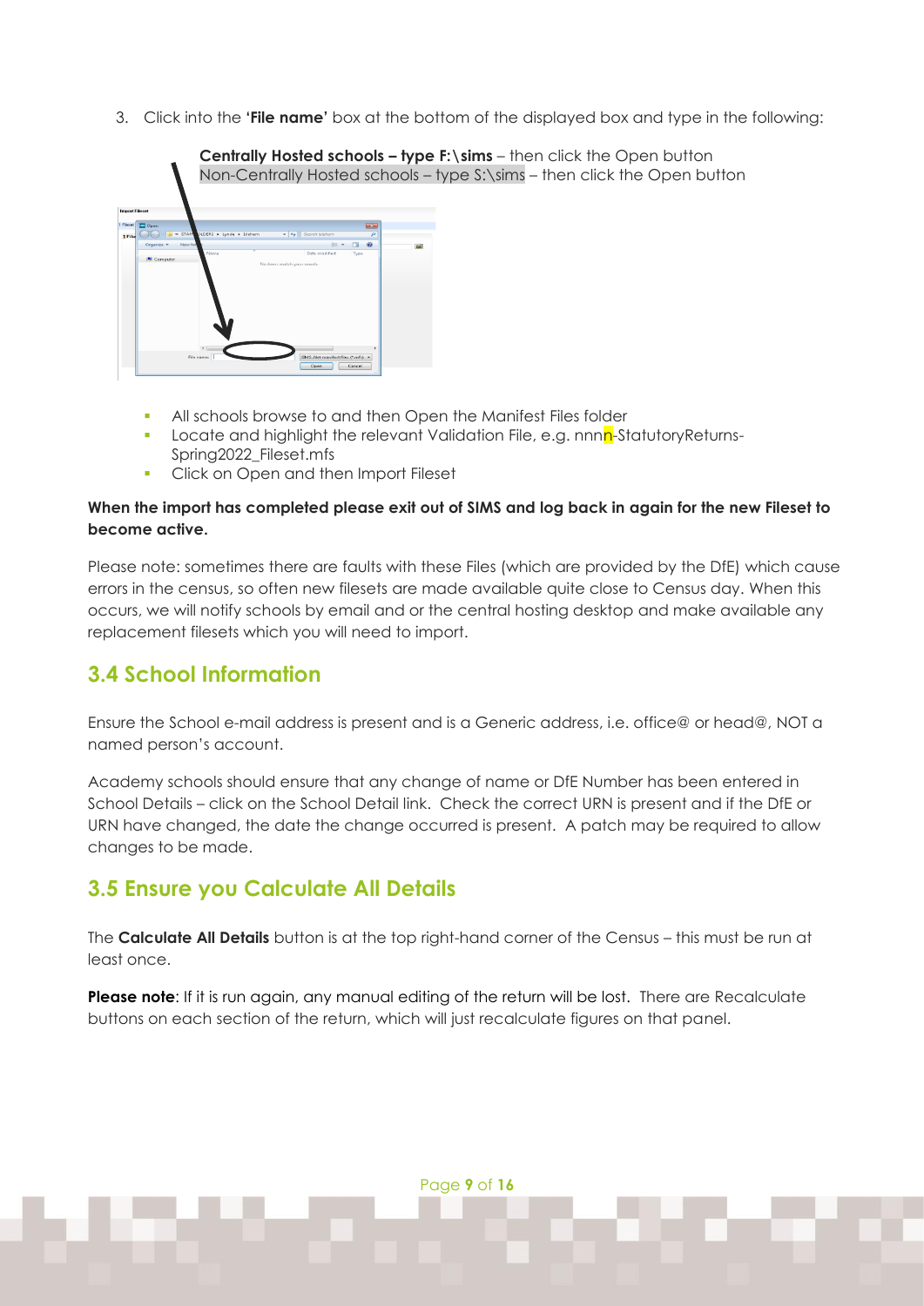3. Click into the **'File name'** box at the bottom of the displayed box and type in the following:

   **Centrally Hosted schools – type F:\sims** – then click the Open button
   Non-Centrally Hosted schools – type S:\sims – then click the Open button

- All schools browse to and then Open the Manifest Files folder
- Locate and highlight the relevant Validation File, e.g. nnnn-StatutoryReturns-Spring2022_Fileset.mfs
- Click on Open and then Import Fileset

**When the import has completed please exit out of SIMS and log back in again for the new Fileset to become active.**

Please note: sometimes there are faults with these Files (which are provided by the DfE) which cause errors in the census, so often new filesets are made available quite close to Census day. When this occurs, we will notify schools by email and or the central hosting desktop and make available any replacement filesets which you will need to import.

## 3.4 School Information

Ensure the School e-mail address is present and is a Generic address, i.e. office@ or head@, NOT a named person's account.

Academy schools should ensure that any change of name or DfE Number has been entered in School Details – click on the School Detail link. Check the correct URN is present and if the DfE or URN have changed, the date the change occurred is present. A patch may be required to allow changes to be made.

## 3.5 Ensure you Calculate All Details

The **Calculate All Details** button is at the top right-hand corner of the Census – this must be run at least once.

**Please note**: If it is run again, any manual editing of the return will be lost. There are Recalculate buttons on each section of the return, which will just recalculate figures on that panel.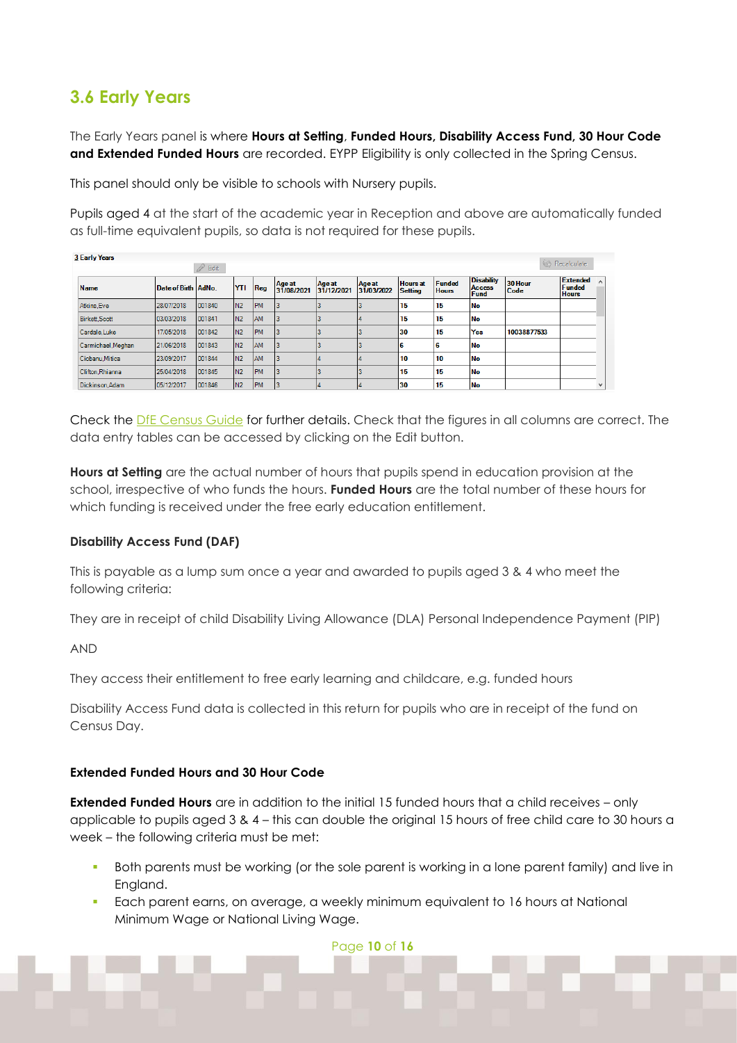## 3.6 Early Years

The Early Years panel is where **Hours at Setting**, **Funded Hours, Disability Access Fund, 30 Hour Code and Extended Funded Hours** are recorded. EYPP Eligibility is only collected in the Spring Census.

This panel should only be visible to schools with Nursery pupils.

Pupils aged 4 at the start of the academic year in Reception and above are automatically funded as full-time equivalent pupils, so data is not required for these pupils.

3 Early Years

| Name | Date of Birth | AdNo. | YTI | Reg | Age at 31/08/2021 | Age at 31/12/2021 | Age at 31/03/2022 | Hours at Setting | Funded Hours | Disability Access Fund | 30 Hour Code | Extended Funded Hours |
|---|---|---|---|---|---|---|---|---|---|---|---|---|
| Atkins,Eve | 28/07/2018 | 001840 | N2 | PM | 3 | 3 | 3 | 15 | 15 | No | | |
| Birkett,Scott | 03/03/2018 | 001841 | N2 | AM | 3 | 3 | 4 | 15 | 15 | No | | |
| Cardale,Luke | 17/05/2018 | 001842 | N2 | PM | 3 | 3 | 3 | 30 | 15 | Yes | 10038877533 | |
| Carmichael,Meghan | 21/06/2018 | 001843 | N2 | AM | 3 | 3 | 3 | 6 | 6 | No | | |
| Ciobanu,Mitica | 23/09/2017 | 001844 | N2 | AM | 3 | 4 | 4 | 10 | 10 | No | | |
| Clifton,Rhianna | 25/04/2018 | 001845 | N2 | PM | 3 | 3 | 3 | 15 | 15 | No | | |
| Dickinson,Adam | 05/12/2017 | 001846 | N2 | PM | 3 | 4 | 4 | 30 | 15 | No | | |

Check the DfE Census Guide for further details. Check that the figures in all columns are correct. The data entry tables can be accessed by clicking on the Edit button.

**Hours at Setting** are the actual number of hours that pupils spend in education provision at the school, irrespective of who funds the hours. **Funded Hours** are the total number of these hours for which funding is received under the free early education entitlement.

### Disability Access Fund (DAF)

This is payable as a lump sum once a year and awarded to pupils aged 3 & 4 who meet the following criteria:

They are in receipt of child Disability Living Allowance (DLA) Personal Independence Payment (PIP)

AND

They access their entitlement to free early learning and childcare, e.g. funded hours

Disability Access Fund data is collected in this return for pupils who are in receipt of the fund on Census Day.

### Extended Funded Hours and 30 Hour Code

**Extended Funded Hours** are in addition to the initial 15 funded hours that a child receives – only applicable to pupils aged 3 & 4 – this can double the original 15 hours of free child care to 30 hours a week – the following criteria must be met:

- Both parents must be working (or the sole parent is working in a lone parent family) and live in England.
- Each parent earns, on average, a weekly minimum equivalent to 16 hours at National Minimum Wage or National Living Wage.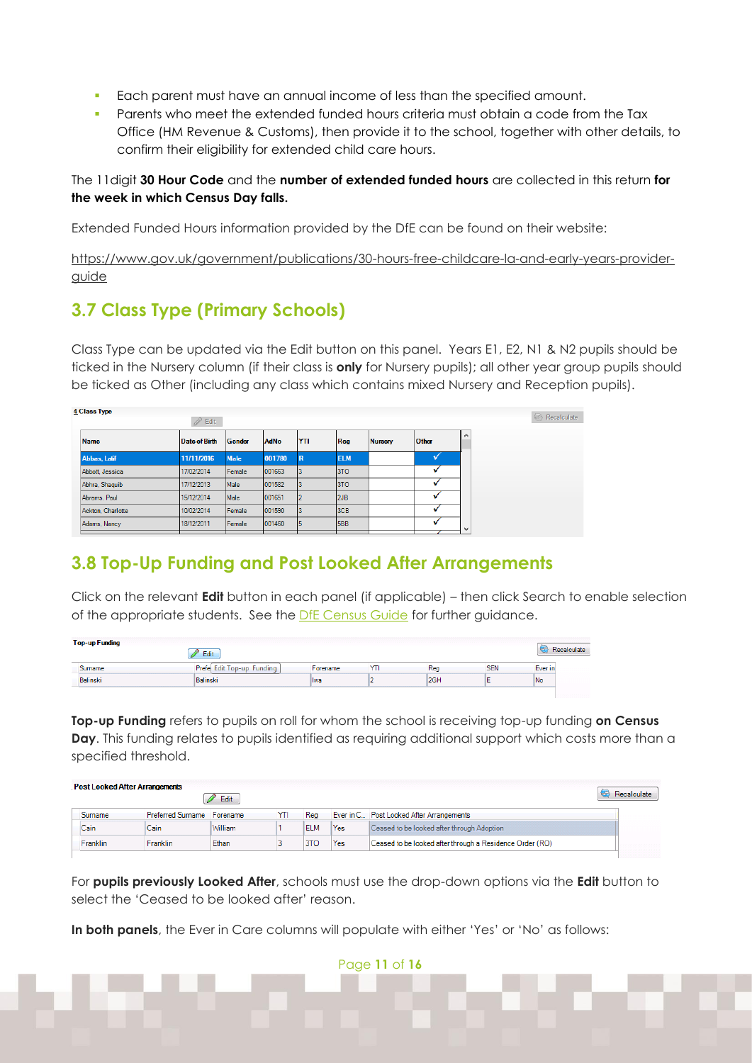- Each parent must have an annual income of less than the specified amount.
- Parents who meet the extended funded hours criteria must obtain a code from the Tax Office (HM Revenue & Customs), then provide it to the school, together with other details, to confirm their eligibility for extended child care hours.

The 11digit **30 Hour Code** and the **number of extended funded hours** are collected in this return **for the week in which Census Day falls.**

Extended Funded Hours information provided by the DfE can be found on their website:

https://www.gov.uk/government/publications/30-hours-free-childcare-la-and-early-years-provider-guide

## 3.7 Class Type (Primary Schools)

Class Type can be updated via the Edit button on this panel. Years E1, E2, N1 & N2 pupils should be ticked in the Nursery column (if their class is **only** for Nursery pupils); all other year group pupils should be ticked as Other (including any class which contains mixed Nursery and Reception pupils).

4 Class Type

| Name | Date of Birth | Gender | AdNo | YTI | Reg | Nursery | Other |
|---|---|---|---|---|---|---|---|
| Abbas, Latif | 11/11/2016 | Male | 001780 | R | ELM | | ✓ |
| Abbott, Jessica | 17/02/2014 | Female | 001663 | 3 | 3TO | | ✓ |
| Abhra, Shaquib | 17/12/2013 | Male | 001582 | 3 | 3TO | | ✓ |
| Abrams, Paul | 15/12/2014 | Male | 001651 | 2 | 2JB | | ✓ |
| Ackton, Charlotte | 10/02/2014 | Female | 001590 | 3 | 3CB | | ✓ |
| Adams, Nancy | 18/12/2011 | Female | 001460 | 5 | 5BB | | ✓ |

## 3.8 Top-Up Funding and Post Looked After Arrangements

Click on the relevant **Edit** button in each panel (if applicable) – then click Search to enable selection of the appropriate students. See the DfE Census Guide for further guidance.

Top-up Funding

| Surname | Preferred Surname | Forename | YTI | Reg | SEN | Ever in Care |
|---|---|---|---|---|---|---|
| Balinski | Balinski | Iwa | 2 | 2GH | E | No |

**Top-up Funding** refers to pupils on roll for whom the school is receiving top-up funding **on Census Day**. This funding relates to pupils identified as requiring additional support which costs more than a specified threshold.

Post Looked After Arrangements

| Surname | Preferred Surname | Forename | YTI | Reg | Ever in Care | Post Looked After Arrangements |
|---|---|---|---|---|---|---|
| Cain | Cain | William | 1 | ELM | Yes | Ceased to be looked after through Adoption |
| Franklin | Franklin | Ethan | 3 | 3TO | Yes | Ceased to be looked after through a Residence Order (RO) |

For **pupils previously Looked After**, schools must use the drop-down options via the **Edit** button to select the 'Ceased to be looked after' reason.

**In both panels**, the Ever in Care columns will populate with either 'Yes' or 'No' as follows: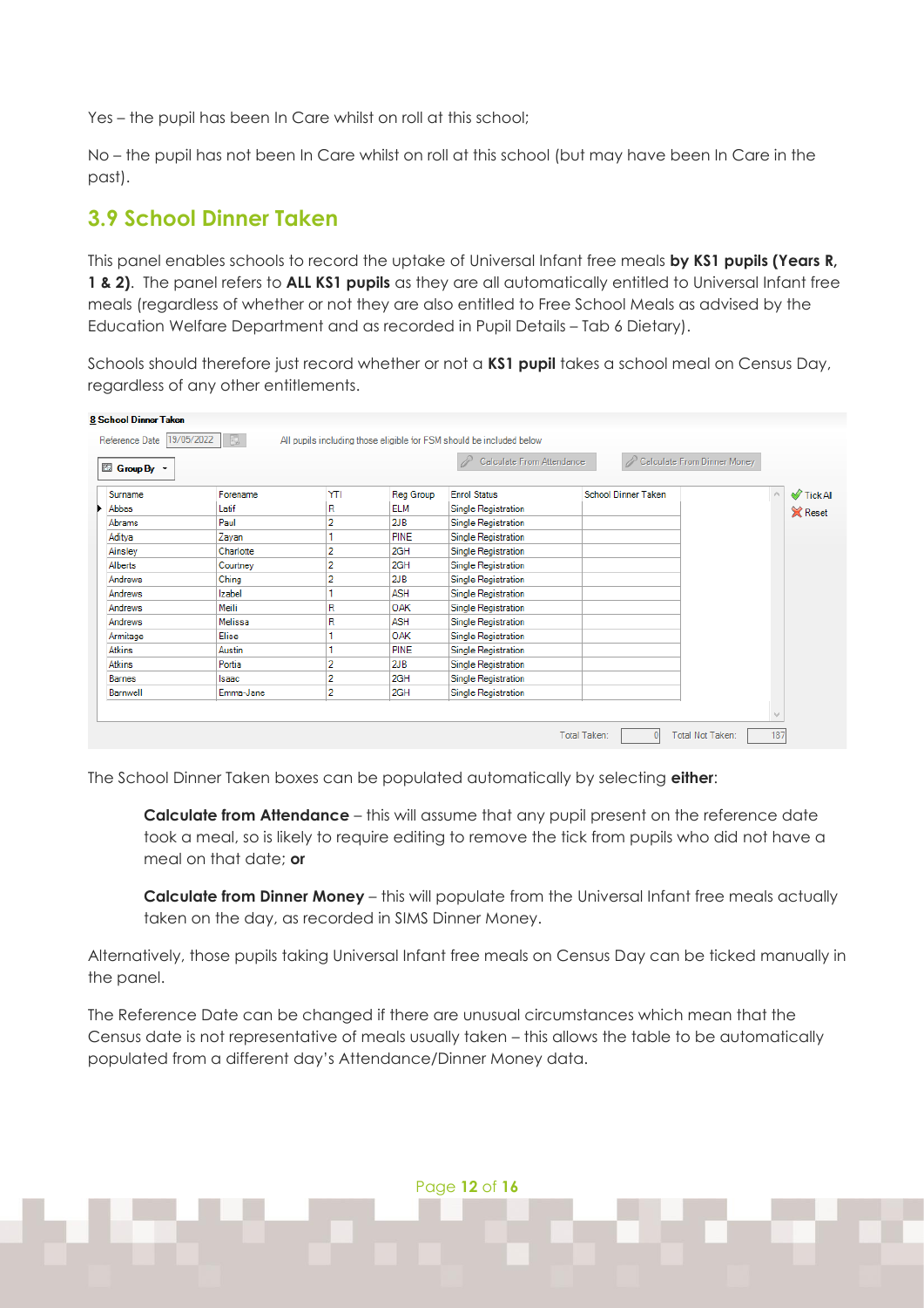Yes – the pupil has been In Care whilst on roll at this school;

No – the pupil has not been In Care whilst on roll at this school (but may have been In Care in the past).

## 3.9 School Dinner Taken

This panel enables schools to record the uptake of Universal Infant free meals **by KS1 pupils (Years R, 1 & 2)**. The panel refers to **ALL KS1 pupils** as they are all automatically entitled to Universal Infant free meals (regardless of whether or not they are also entitled to Free School Meals as advised by the Education Welfare Department and as recorded in Pupil Details – Tab 6 Dietary).

Schools should therefore just record whether or not a **KS1 pupil** takes a school meal on Census Day, regardless of any other entitlements.

**8 School Dinner Taken**

Reference Date 19/05/2022

All pupils including those eligible for FSM should be included below

Group By | Calculate From Attendance | Calculate From Dinner Money

| Surname | Forename | YTI | Reg Group | Enrol Status | School Dinner Taken |
|---|---|---|---|---|---|
| Abbas | Latif | R | ELM | Single Registration | |
| Abrams | Paul | 2 | 2JB | Single Registration | |
| Aditya | Zayan | 1 | PINE | Single Registration | |
| Ainsley | Charlotte | 2 | 2GH | Single Registration | |
| Alberts | Courtney | 2 | 2GH | Single Registration | |
| Andrews | Ching | 2 | 2JB | Single Registration | |
| Andrews | Izabel | 1 | ASH | Single Registration | |
| Andrews | Meili | R | OAK | Single Registration | |
| Andrews | Melissa | R | ASH | Single Registration | |
| Armitage | Elise | 1 | OAK | Single Registration | |
| Atkins | Austin | 1 | PINE | Single Registration | |
| Atkins | Portia | 2 | 2JB | Single Registration | |
| Barnes | Isaac | 2 | 2GH | Single Registration | |
| Barnwell | Emma-Jane | 2 | 2GH | Single Registration | |

Tick All | Reset

Total Taken: 0 Total Not Taken: 187

The School Dinner Taken boxes can be populated automatically by selecting **either**:

> **Calculate from Attendance** – this will assume that any pupil present on the reference date took a meal, so is likely to require editing to remove the tick from pupils who did not have a meal on that date; **or**
>
> **Calculate from Dinner Money** – this will populate from the Universal Infant free meals actually taken on the day, as recorded in SIMS Dinner Money.

Alternatively, those pupils taking Universal Infant free meals on Census Day can be ticked manually in the panel.

The Reference Date can be changed if there are unusual circumstances which mean that the Census date is not representative of meals usually taken – this allows the table to be automatically populated from a different day's Attendance/Dinner Money data.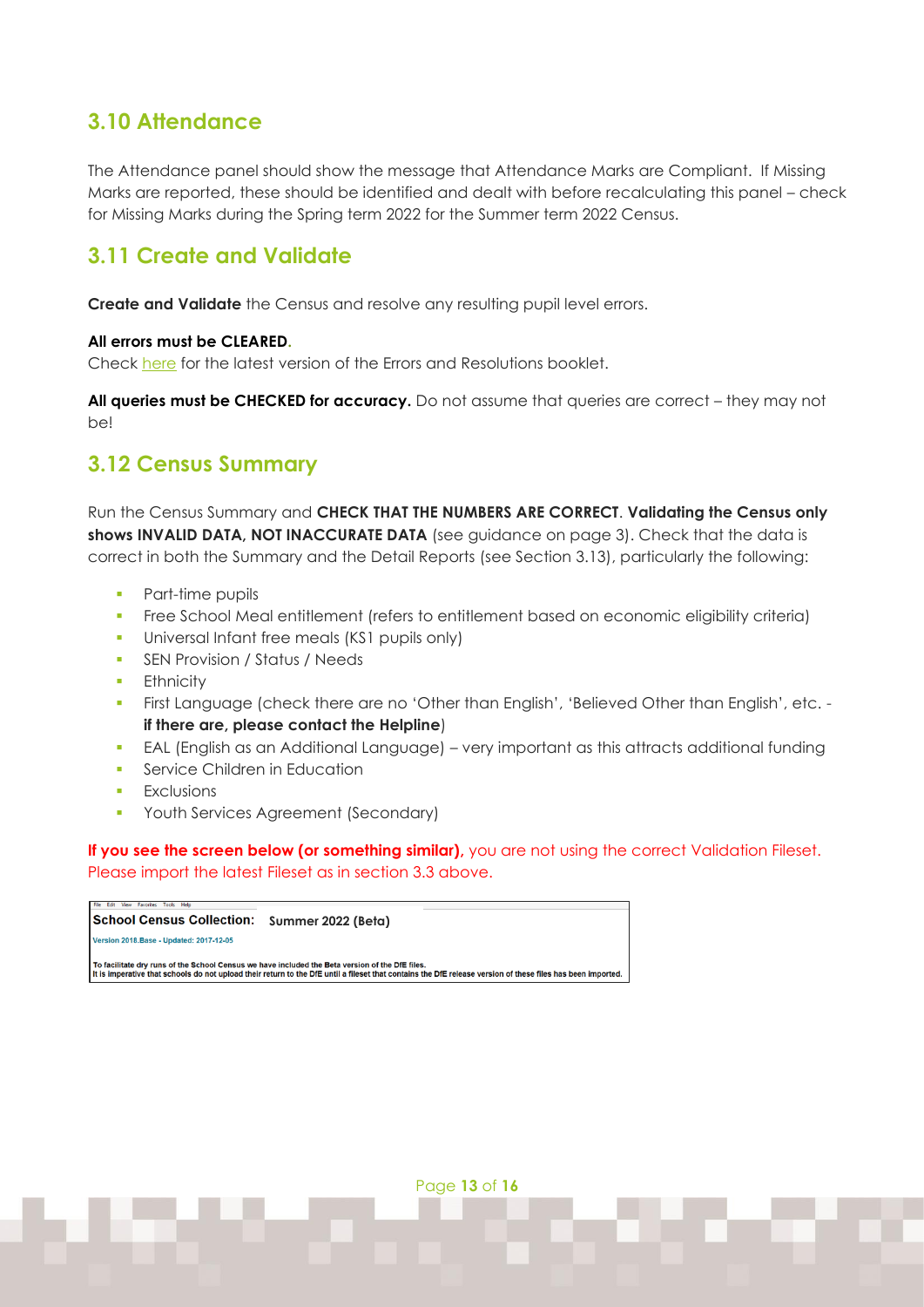## 3.10 Attendance

The Attendance panel should show the message that Attendance Marks are Compliant. If Missing Marks are reported, these should be identified and dealt with before recalculating this panel – check for Missing Marks during the Spring term 2022 for the Summer term 2022 Census.

## 3.11 Create and Validate

**Create and Validate** the Census and resolve any resulting pupil level errors.

**All errors must be CLEARED.**
Check here for the latest version of the Errors and Resolutions booklet.

**All queries must be CHECKED for accuracy.** Do not assume that queries are correct – they may not be!

## 3.12 Census Summary

Run the Census Summary and **CHECK THAT THE NUMBERS ARE CORRECT**. **Validating the Census only shows INVALID DATA, NOT INACCURATE DATA** (see guidance on page 3). Check that the data is correct in both the Summary and the Detail Reports (see Section 3.13), particularly the following:

- Part-time pupils
- Free School Meal entitlement (refers to entitlement based on economic eligibility criteria)
- Universal Infant free meals (KS1 pupils only)
- SEN Provision / Status / Needs
- Ethnicity
- First Language (check there are no 'Other than English', 'Believed Other than English', etc. - **if there are, please contact the Helpline**)
- EAL (English as an Additional Language) – very important as this attracts additional funding
- Service Children in Education
- Exclusions
- Youth Services Agreement (Secondary)

**If you see the screen below (or something similar),** you are not using the correct Validation Fileset. Please import the latest Fileset as in section 3.3 above.

File Edit View Favorites Tools Help

**School Census Collection:** **Summer 2022 (Beta)**

Version 2018.Base - Updated: 2017-12-05

To facilitate dry runs of the School Census we have included the Beta version of the DfE files.
It is imperative that schools do not upload their return to the DfE until a fileset that contains the DfE release version of these files has been imported.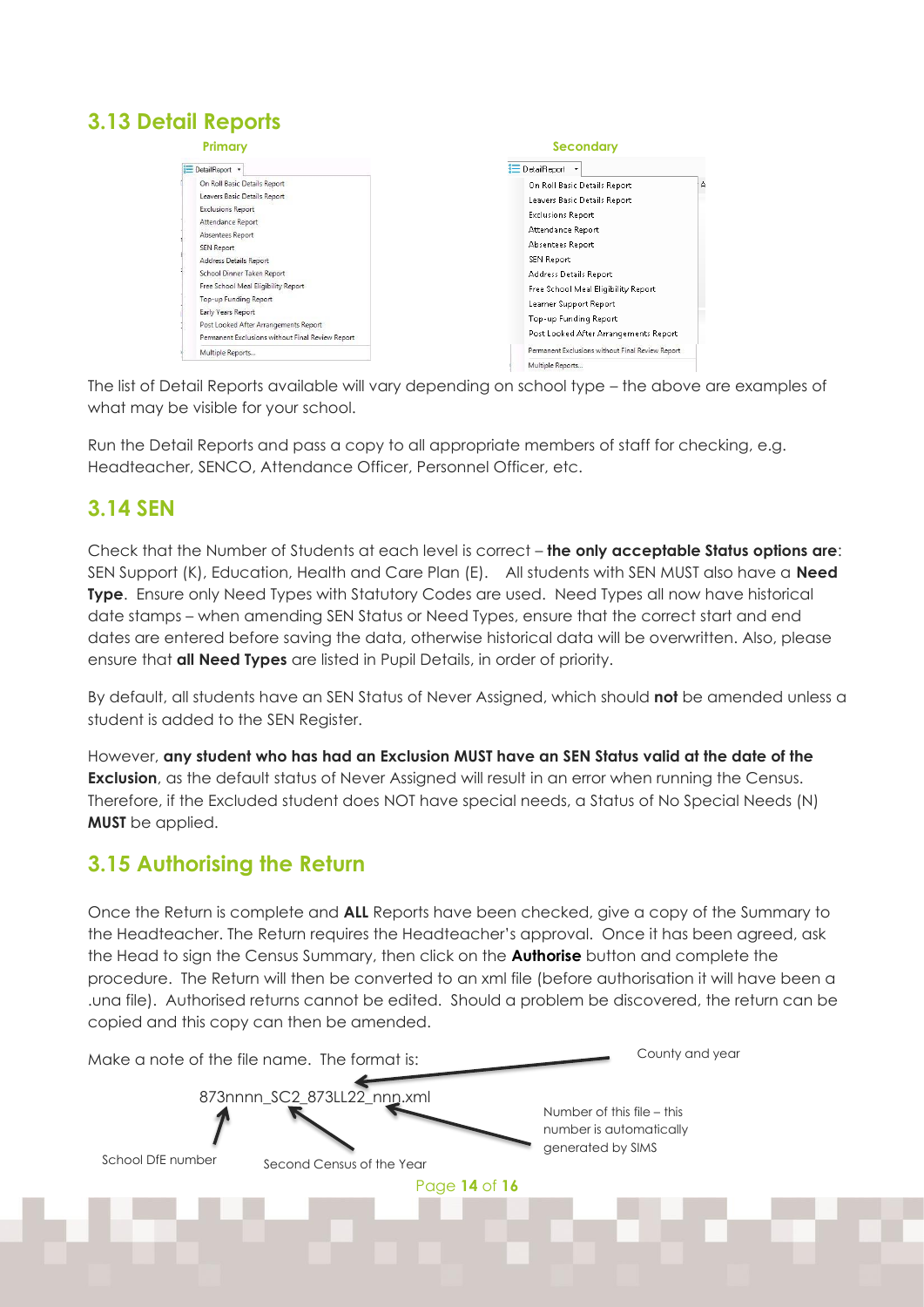## 3.13 Detail Reports

**Primary**

- DetailReport
  - On Roll Basic Details Report
  - Leavers Basic Details Report
  - Exclusions Report
  - Attendance Report
  - Absentees Report
  - SEN Report
  - Address Details Report
  - School Dinner Taken Report
  - Free School Meal Eligibility Report
  - Top-up Funding Report
  - Early Years Report
  - Post Looked After Arrangements Report
  - Permanent Exclusions without Final Review Report
  - Multiple Reports...

**Secondary**

- DetailReport
  - On Roll Basic Details Report
  - Leavers Basic Details Report
  - Exclusions Report
  - Attendance Report
  - Absentees Report
  - SEN Report
  - Address Details Report
  - Free School Meal Eligibility Report
  - Learner Support Report
  - Top-up Funding Report
  - Post Looked After Arrangements Report
  - Permanent Exclusions without Final Review Report
  - Multiple Reports...

The list of Detail Reports available will vary depending on school type – the above are examples of what may be visible for your school.

Run the Detail Reports and pass a copy to all appropriate members of staff for checking, e.g. Headteacher, SENCO, Attendance Officer, Personnel Officer, etc.

## 3.14 SEN

Check that the Number of Students at each level is correct – **the only acceptable Status options are**: SEN Support (K), Education, Health and Care Plan (E). All students with SEN MUST also have a **Need Type**. Ensure only Need Types with Statutory Codes are used. Need Types all now have historical date stamps – when amending SEN Status or Need Types, ensure that the correct start and end dates are entered before saving the data, otherwise historical data will be overwritten. Also, please ensure that **all Need Types** are listed in Pupil Details, in order of priority.

By default, all students have an SEN Status of Never Assigned, which should **not** be amended unless a student is added to the SEN Register.

However, **any student who has had an Exclusion MUST have an SEN Status valid at the date of the Exclusion**, as the default status of Never Assigned will result in an error when running the Census. Therefore, if the Excluded student does NOT have special needs, a Status of No Special Needs (N) **MUST** be applied.

## 3.15 Authorising the Return

Once the Return is complete and **ALL** Reports have been checked, give a copy of the Summary to the Headteacher. The Return requires the Headteacher's approval. Once it has been agreed, ask the Head to sign the Census Summary, then click on the **Authorise** button and complete the procedure. The Return will then be converted to an xml file (before authorisation it will have been a .una file). Authorised returns cannot be edited. Should a problem be discovered, the return can be copied and this copy can then be amended.

Make a note of the file name. The format is:

873nnnn_SC2_873LL22_nnn.xml

- 873nnnn – School DfE number
- SC2 – Second Census of the Year
- 873LL22 – County and year
- nnn – Number of this file – this number is automatically generated by SIMS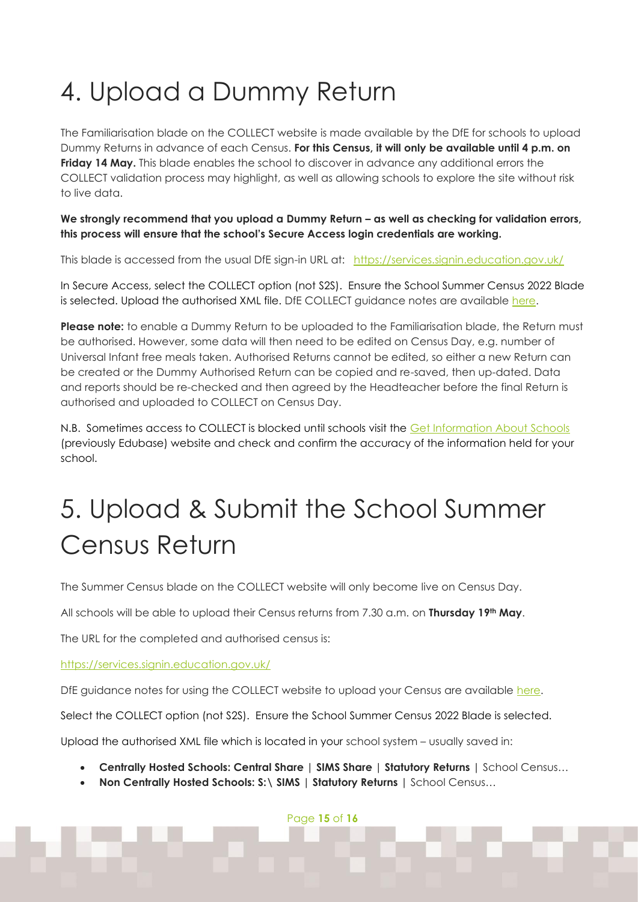# 4. Upload a Dummy Return

The Familiarisation blade on the COLLECT website is made available by the DfE for schools to upload Dummy Returns in advance of each Census. **For this Census, it will only be available until 4 p.m. on Friday 14 May.** This blade enables the school to discover in advance any additional errors the COLLECT validation process may highlight, as well as allowing schools to explore the site without risk to live data.

**We strongly recommend that you upload a Dummy Return – as well as checking for validation errors, this process will ensure that the school's Secure Access login credentials are working.**

This blade is accessed from the usual DfE sign-in URL at: [https://services.signin.education.gov.uk/](https://services.signin.education.gov.uk/)

In Secure Access, select the COLLECT option (not S2S). Ensure the School Summer Census 2022 Blade is selected. Upload the authorised XML file. DfE COLLECT guidance notes are available here.

**Please note:** to enable a Dummy Return to be uploaded to the Familiarisation blade, the Return must be authorised. However, some data will then need to be edited on Census Day, e.g. number of Universal Infant free meals taken. Authorised Returns cannot be edited, so either a new Return can be created or the Dummy Authorised Return can be copied and re-saved, then up-dated. Data and reports should be re-checked and then agreed by the Headteacher before the final Return is authorised and uploaded to COLLECT on Census Day.

N.B. Sometimes access to COLLECT is blocked until schools visit the Get Information About Schools (previously Edubase) website and check and confirm the accuracy of the information held for your school.

# 5. Upload & Submit the School Summer Census Return

The Summer Census blade on the COLLECT website will only become live on Census Day.

All schools will be able to upload their Census returns from 7.30 a.m. on **Thursday 19th May**.

The URL for the completed and authorised census is:

[https://services.signin.education.gov.uk/](https://services.signin.education.gov.uk/)

DfE guidance notes for using the COLLECT website to upload your Census are available here.

Select the COLLECT option (not S2S). Ensure the School Summer Census 2022 Blade is selected.

Upload the authorised XML file which is located in your school system – usually saved in:

- **Centrally Hosted Schools: Central Share** | **SIMS Share** | **Statutory Returns** | School Census…
- **Non Centrally Hosted Schools: S:\ SIMS** | **Statutory Returns** | School Census…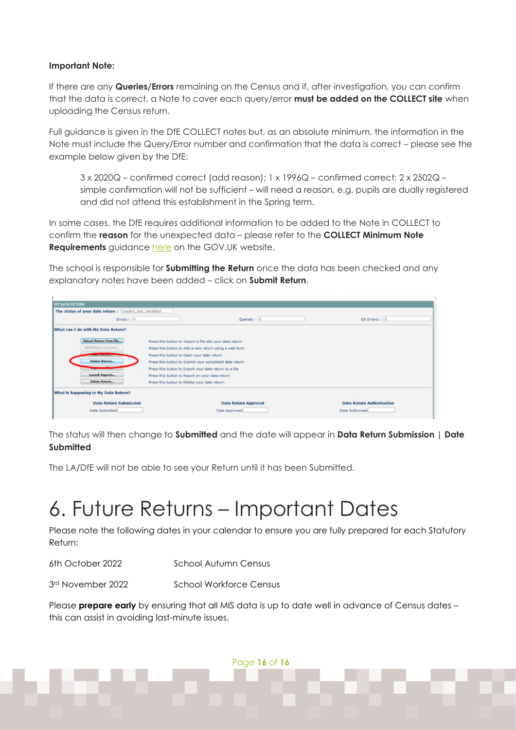**Important Note:**

If there are any **Queries/Errors** remaining on the Census and if, after investigation, you can confirm that the data is correct, a Note to cover each query/error **must be added on the COLLECT site** when uploading the Census return.

Full guidance is given in the DfE COLLECT notes but, as an absolute minimum, the information in the Note must include the Query/Error number and confirmation that the data is correct – please see the example below given by the DfE:

> 3 x 2020Q – confirmed correct (add reason); 1 x 1996Q – confirmed correct; 2 x 2502Q – simple confirmation will not be sufficient – will need a reason, e.g. pupils are dually registered and did not attend this establishment in the Spring term.

In some cases, the DfE requires additional information to be added to the Note in COLLECT to confirm the **reason** for the unexpected data – please refer to the **COLLECT Minimum Note Requirements** guidance here on the GOV.UK website.

The school is responsible for **Submitting the Return** once the data has been checked and any explanatory notes have been added – click on **Submit Return**.

The status will then change to **Submitted** and the date will appear in **Data Return Submission | Date Submitted**

The LA/DfE will not be able to see your Return until it has been Submitted.

# 6. Future Returns – Important Dates

Please note the following dates in your calendar to ensure you are fully prepared for each Statutory Return:

| | |
|---|---|
| 6th October 2022 | School Autumn Census |
| 3rd November 2022 | School Workforce Census |

Please **prepare early** by ensuring that all MIS data is up to date well in advance of Census dates – this can assist in avoiding last-minute issues.